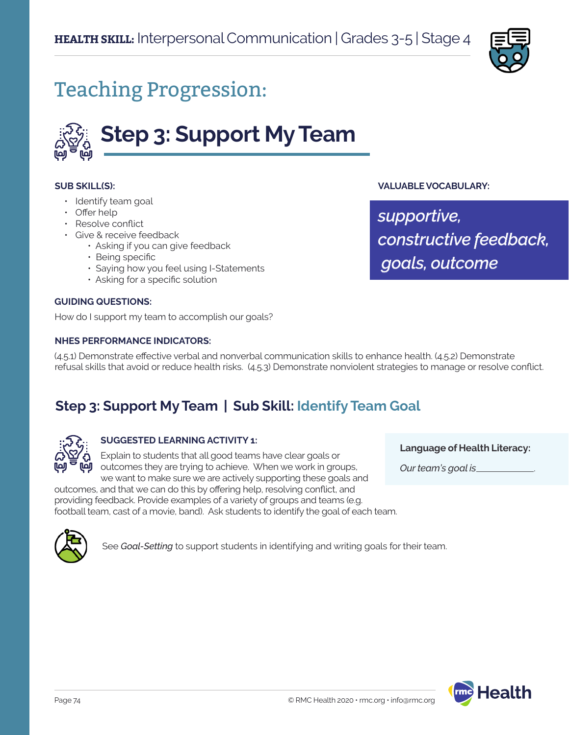**HEALTH SKILL:** Interpersonal Communication | Grades 3-5 | Stage 4

# Teaching Progression:

## Step 3: Support My Team

**SUB SKILL(S):**

- Identify team goal
- Offer help
- Resolve conflict
- Give & receive feedback
  - Asking if you can give feedback
  - Being specific
  - Saying how you feel using I-Statements
  - Asking for a specific solution

**VALUABLE VOCABULARY:**

*supportive, constructive feedback, goals, outcome*

**GUIDING QUESTIONS:**

How do I support my team to accomplish our goals?

**NHES PERFORMANCE INDICATORS:**

(4.5.1) Demonstrate effective verbal and nonverbal communication skills to enhance health. (4.5.2) Demonstrate refusal skills that avoid or reduce health risks. (4.5.3) Demonstrate nonviolent strategies to manage or resolve conflict.

### Step 3: Support My Team | Sub Skill: Identify Team Goal

**SUGGESTED LEARNING ACTIVITY 1:**

Explain to students that all good teams have clear goals or outcomes they are trying to achieve. When we work in groups, we want to make sure we are actively supporting these goals and outcomes, and that we can do this by offering help, resolving conflict, and providing feedback. Provide examples of a variety of groups and teams (e.g. football team, cast of a movie, band). Ask students to identify the goal of each team.

**Language of Health Literacy:**

*Our team's goal is* \_\_\_\_\_\_\_\_\_\_\_\_.

See *Goal-Setting* to support students in identifying and writing goals for their team.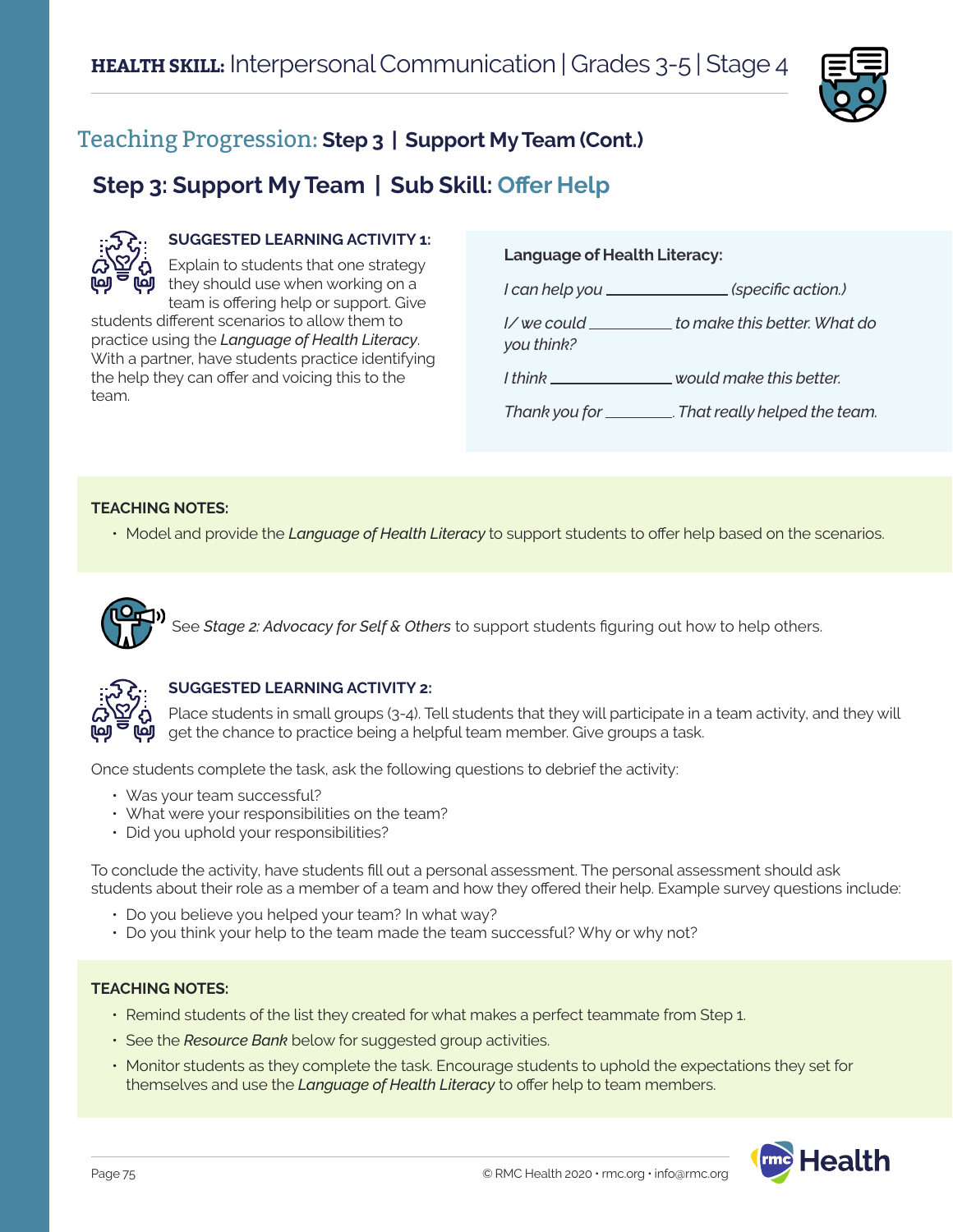# HEALTH SKILL: Interpersonal Communication | Grades 3-5 | Stage 4

## Teaching Progression: Step 3 | Support My Team (Cont.)

## Step 3: Support My Team | Sub Skill: Offer Help

**SUGGESTED LEARNING ACTIVITY 1:**

Explain to students that one strategy they should use when working on a team is offering help or support. Give students different scenarios to allow them to practice using the *Language of Health Literacy*. With a partner, have students practice identifying the help they can offer and voicing this to the team.

**Language of Health Literacy:**

*I can help you ______________ (specific action.)*

*I/ we could __________ to make this better. What do you think?*

*I think ______________ would make this better.*

*Thank you for ________. That really helped the team.*

**TEACHING NOTES:**

- Model and provide the *Language of Health Literacy* to support students to offer help based on the scenarios.

See *Stage 2: Advocacy for Self & Others* to support students figuring out how to help others.

**SUGGESTED LEARNING ACTIVITY 2:**

Place students in small groups (3-4). Tell students that they will participate in a team activity, and they will get the chance to practice being a helpful team member. Give groups a task.

Once students complete the task, ask the following questions to debrief the activity:

- Was your team successful?
- What were your responsibilities on the team?
- Did you uphold your responsibilities?

To conclude the activity, have students fill out a personal assessment. The personal assessment should ask students about their role as a member of a team and how they offered their help. Example survey questions include:

- Do you believe you helped your team? In what way?
- Do you think your help to the team made the team successful? Why or why not?

**TEACHING NOTES:**

- Remind students of the list they created for what makes a perfect teammate from Step 1.
- See the *Resource Bank* below for suggested group activities.
- Monitor students as they complete the task. Encourage students to uphold the expectations they set for themselves and use the *Language of Health Literacy* to offer help to team members.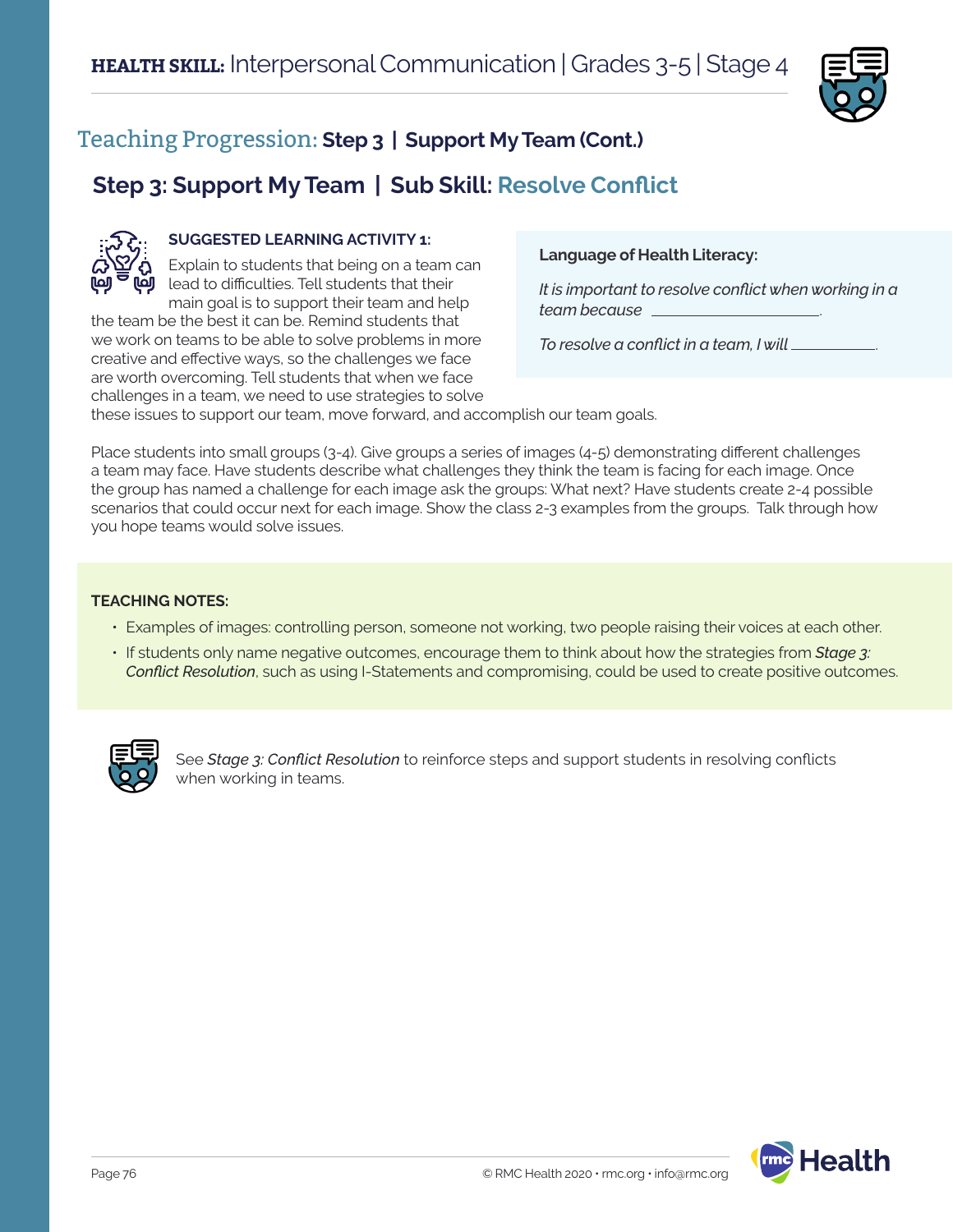## Teaching Progression: **Step 3 | Support My Team (Cont.)**

## Step 3: Support My Team | Sub Skill: Resolve Conflict

**SUGGESTED LEARNING ACTIVITY 1:**

Explain to students that being on a team can lead to difficulties. Tell students that their main goal is to support their team and help the team be the best it can be. Remind students that we work on teams to be able to solve problems in more creative and effective ways, so the challenges we face are worth overcoming. Tell students that when we face challenges in a team, we need to use strategies to solve these issues to support our team, move forward, and accomplish our team goals.

**Language of Health Literacy:**

*It is important to resolve conflict when working in a team because* ____________________.

*To resolve a conflict in a team, I will* ___________.

Place students into small groups (3-4). Give groups a series of images (4-5) demonstrating different challenges a team may face. Have students describe what challenges they think the team is facing for each image. Once the group has named a challenge for each image ask the groups: What next? Have students create 2-4 possible scenarios that could occur next for each image. Show the class 2-3 examples from the groups. Talk through how you hope teams would solve issues.

**TEACHING NOTES:**

- Examples of images: controlling person, someone not working, two people raising their voices at each other.
- If students only name negative outcomes, encourage them to think about how the strategies from ***Stage 3:*** *Conflict Resolution*, such as using I-Statements and compromising, could be used to create positive outcomes.

See ***Stage 3:*** *Conflict Resolution* to reinforce steps and support students in resolving conflicts when working in teams.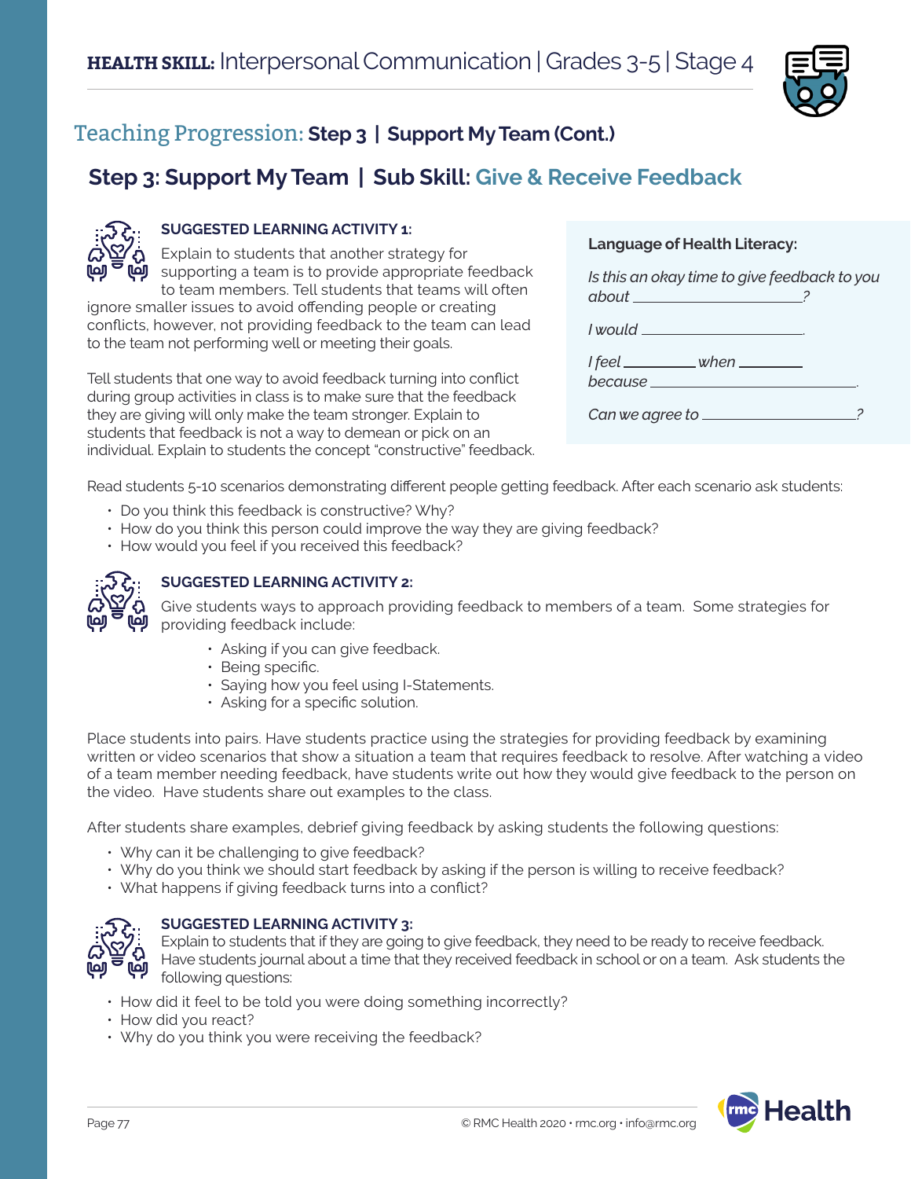## HEALTH SKILL: Interpersonal Communication | Grades 3-5 | Stage 4

## Teaching Progression: Step 3 | Support My Team (Cont.)

## Step 3: Support My Team | Sub Skill: Give & Receive Feedback

### SUGGESTED LEARNING ACTIVITY 1:

Explain to students that another strategy for supporting a team is to provide appropriate feedback to team members. Tell students that teams will often ignore smaller issues to avoid offending people or creating conflicts, however, not providing feedback to the team can lead to the team not performing well or meeting their goals.

Tell students that one way to avoid feedback turning into conflict during group activities in class is to make sure that the feedback they are giving will only make the team stronger. Explain to students that feedback is not a way to demean or pick on an individual. Explain to students the concept "constructive" feedback.

**Language of Health Literacy:**

*Is this an okay time to give feedback to you about \_\_\_\_\_\_\_\_\_\_\_\_\_\_\_\_\_\_\_\_?*

*I would \_\_\_\_\_\_\_\_\_\_\_\_\_\_\_\_\_\_\_\_.*

*I feel \_\_\_\_\_\_\_\_\_\_ when \_\_\_\_\_\_\_\_\_\_ because \_\_\_\_\_\_\_\_\_\_\_\_\_\_\_\_\_\_\_\_.*

*Can we agree to \_\_\_\_\_\_\_\_\_\_\_\_\_\_\_\_\_\_\_\_?*

Read students 5-10 scenarios demonstrating different people getting feedback. After each scenario ask students:

- Do you think this feedback is constructive? Why?
- How do you think this person could improve the way they are giving feedback?
- How would you feel if you received this feedback?

### SUGGESTED LEARNING ACTIVITY 2:

Give students ways to approach providing feedback to members of a team. Some strategies for providing feedback include:

- Asking if you can give feedback.
- Being specific.
- Saying how you feel using I-Statements.
- Asking for a specific solution.

Place students into pairs. Have students practice using the strategies for providing feedback by examining written or video scenarios that show a situation a team that requires feedback to resolve. After watching a video of a team member needing feedback, have students write out how they would give feedback to the person on the video. Have students share out examples to the class.

After students share examples, debrief giving feedback by asking students the following questions:

- Why can it be challenging to give feedback?
- Why do you think we should start feedback by asking if the person is willing to receive feedback?
- What happens if giving feedback turns into a conflict?

### SUGGESTED LEARNING ACTIVITY 3:

Explain to students that if they are going to give feedback, they need to be ready to receive feedback. Have students journal about a time that they received feedback in school or on a team. Ask students the following questions:

- How did it feel to be told you were doing something incorrectly?
- How did you react?
- Why do you think you were receiving the feedback?